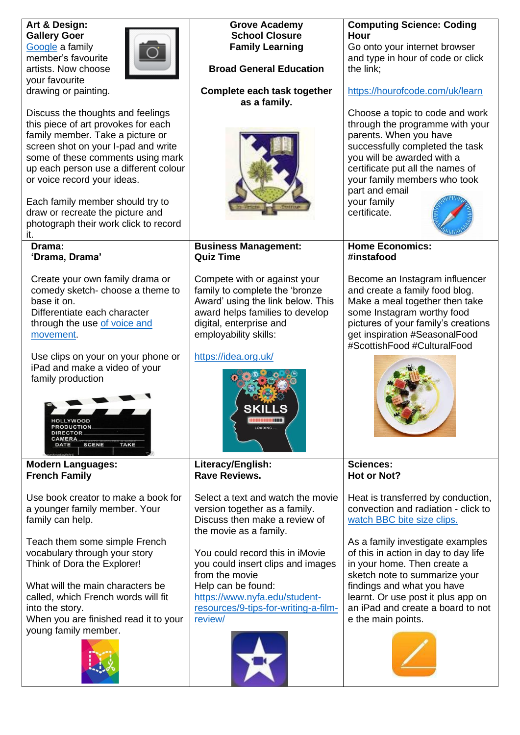| **Art & Design: Gallery Goer**<br><br>Google a family member's favourite artists. Now choose your favourite drawing or painting.<br><br>Discuss the thoughts and feelings this piece of art provokes for each family member. Take a picture or screen shot on your I-pad and write some of these comments using mark up each person use a different colour or voice record your ideas.<br><br>Each family member should try to draw or recreate the picture and photograph their work click to record it. | **Grove Academy School Closure Family Learning**<br><br>**Broad General Education**<br><br>**Complete each task together as a family.** | **Computing Science: Coding Hour**<br><br>Go onto your internet browser and type in hour of code or click the link;<br><br>https://hourofcode.com/uk/learn<br><br>Choose a topic to code and work through the programme with your parents. When you have successfully completed the task you will be awarded with a certificate put all the names of your family members who took part and email your family certificate. |
|---|---|---|
| **Drama: 'Drama, Drama'**<br><br>Create your own family drama or comedy sketch- choose a theme to base it on.<br>Differentiate each character through the use of voice and movement.<br><br>Use clips on your on your phone or iPad and make a video of your family production | **Business Management: Quiz Time**<br><br>Compete with or against your family to complete the 'bronze Award' using the link below. This award helps families to develop digital, enterprise and employability skills:<br><br>https://idea.org.uk/ | **Home Economics: #instafood**<br><br>Become an Instagram influencer and create a family food blog. Make a meal together then take some Instagram worthy food pictures of your family's creations get inspiration #SeasonalFood #ScottishFood #CulturalFood |
| **Modern Languages: French Family**<br><br>Use book creator to make a book for a younger family member. Your family can help.<br><br>Teach them some simple French vocabulary through your story Think of Dora the Explorer!<br><br>What will the main characters be called, which French words will fit into the story.<br>When you are finished read it to your young family member. | **Literacy/English: Rave Reviews.**<br><br>Select a text and watch the movie version together as a family. Discuss then make a review of the movie as a family.<br><br>You could record this in iMovie you could insert clips and images from the movie<br>Help can be found:<br>https://www.nyfa.edu/student-resources/9-tips-for-writing-a-film-review/ | **Sciences: Hot or Not?**<br><br>Heat is transferred by conduction, convection and radiation - click to watch BBC bite size clips.<br><br>As a family investigate examples of this in action in day to day life in your home. Then create a sketch note to summarize your findings and what you have learnt. Or use post it plus app on an iPad and create a board to not e the main points. |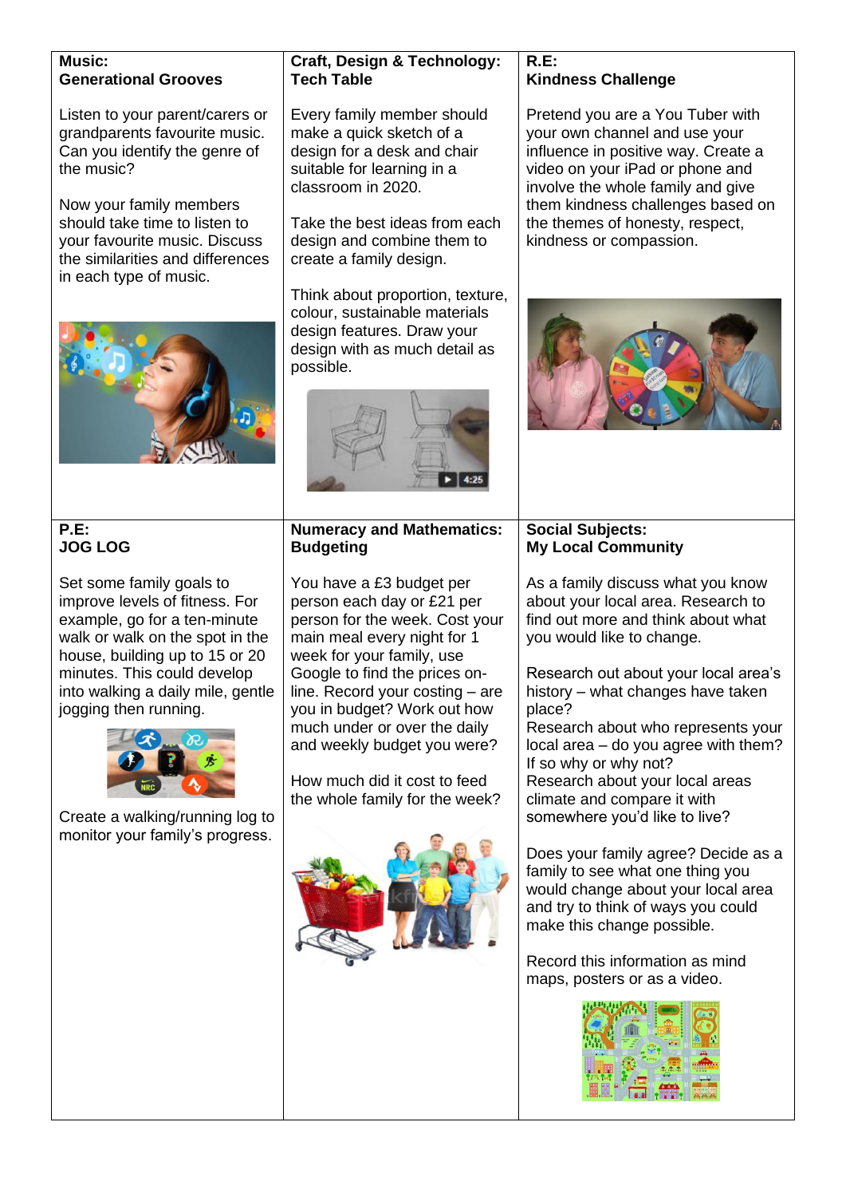**Music:**
**Generational Grooves**

Listen to your parent/carers or grandparents favourite music. Can you identify the genre of the music?

Now your family members should take time to listen to your favourite music. Discuss the similarities and differences in each type of music.

**Craft, Design & Technology:**
**Tech Table**

Every family member should make a quick sketch of a design for a desk and chair suitable for learning in a classroom in 2020.

Take the best ideas from each design and combine them to create a family design.

Think about proportion, texture, colour, sustainable materials design features. Draw your design with as much detail as possible.

**R.E:**
**Kindness Challenge**

Pretend you are a You Tuber with your own channel and use your influence in positive way. Create a video on your iPad or phone and involve the whole family and give them kindness challenges based on the themes of honesty, respect, kindness or compassion.

**P.E:**
**JOG LOG**

Set some family goals to improve levels of fitness. For example, go for a ten-minute walk or walk on the spot in the house, building up to 15 or 20 minutes. This could develop into walking a daily mile, gentle jogging then running.

Create a walking/running log to monitor your family's progress.

**Numeracy and Mathematics:**
**Budgeting**

You have a £3 budget per person each day or £21 per person for the week. Cost your main meal every night for 1 week for your family, use Google to find the prices on-line. Record your costing – are you in budget? Work out how much under or over the daily and weekly budget you were?

How much did it cost to feed the whole family for the week?

**Social Subjects:**
**My Local Community**

As a family discuss what you know about your local area. Research to find out more and think about what you would like to change.

Research out about your local area's history – what changes have taken place?
Research about who represents your local area – do you agree with them? If so why or why not?
Research about your local areas climate and compare it with somewhere you'd like to live?

Does your family agree? Decide as a family to see what one thing you would change about your local area and try to think of ways you could make this change possible.

Record this information as mind maps, posters or as a video.